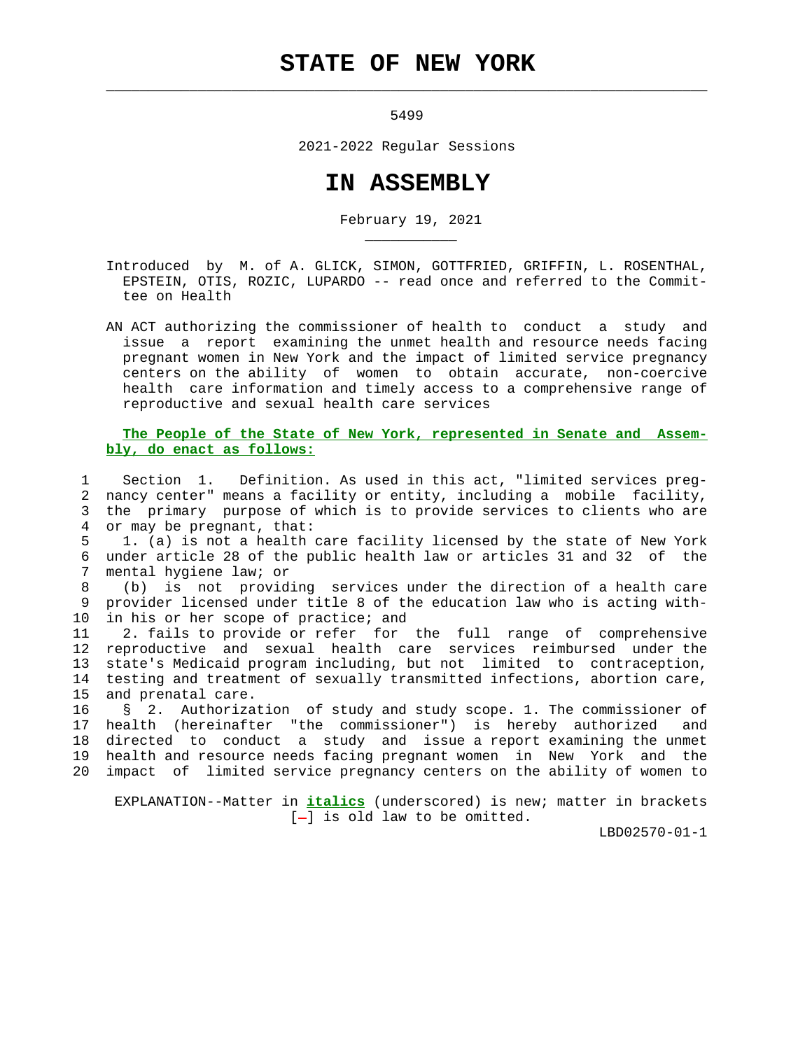# STATE OF NEW YORK

5499

2021-2022 Regular Sessions

# IN ASSEMBLY

February 19, 2021

Introduced by M. of A. GLICK, SIMON, GOTTFRIED, GRIFFIN, L. ROSENTHAL, EPSTEIN, OTIS, ROZIC, LUPARDO -- read once and referred to the Committee on Health

AN ACT authorizing the commissioner of health to conduct a study and issue a report examining the unmet health and resource needs facing pregnant women in New York and the impact of limited service pregnancy centers on the ability of women to obtain accurate, non-coercive health care information and timely access to a comprehensive range of reproductive and sexual health care services

**The People of the State of New York, represented in Senate and Assembly, do enact as follows:**

Section 1. Definition. As used in this act, "limited services pregnancy center" means a facility or entity, including a mobile facility, the primary purpose of which is to provide services to clients who are or may be pregnant, that:

1. (a) is not a health care facility licensed by the state of New York under article 28 of the public health law or articles 31 and 32 of the mental hygiene law; or

(b) is not providing services under the direction of a health care provider licensed under title 8 of the education law who is acting within his or her scope of practice; and

2. fails to provide or refer for the full range of comprehensive reproductive and sexual health care services reimbursed under the state's Medicaid program including, but not limited to contraception, testing and treatment of sexually transmitted infections, abortion care, and prenatal care.

§ 2. Authorization of study and study scope. 1. The commissioner of health (hereinafter "the commissioner") is hereby authorized and directed to conduct a study and issue a report examining the unmet health and resource needs facing pregnant women in New York and the impact of limited service pregnancy centers on the ability of women to

EXPLANATION--Matter in ***italics*** (underscored) is new; matter in brackets [-] is old law to be omitted.

LBD02570-01-1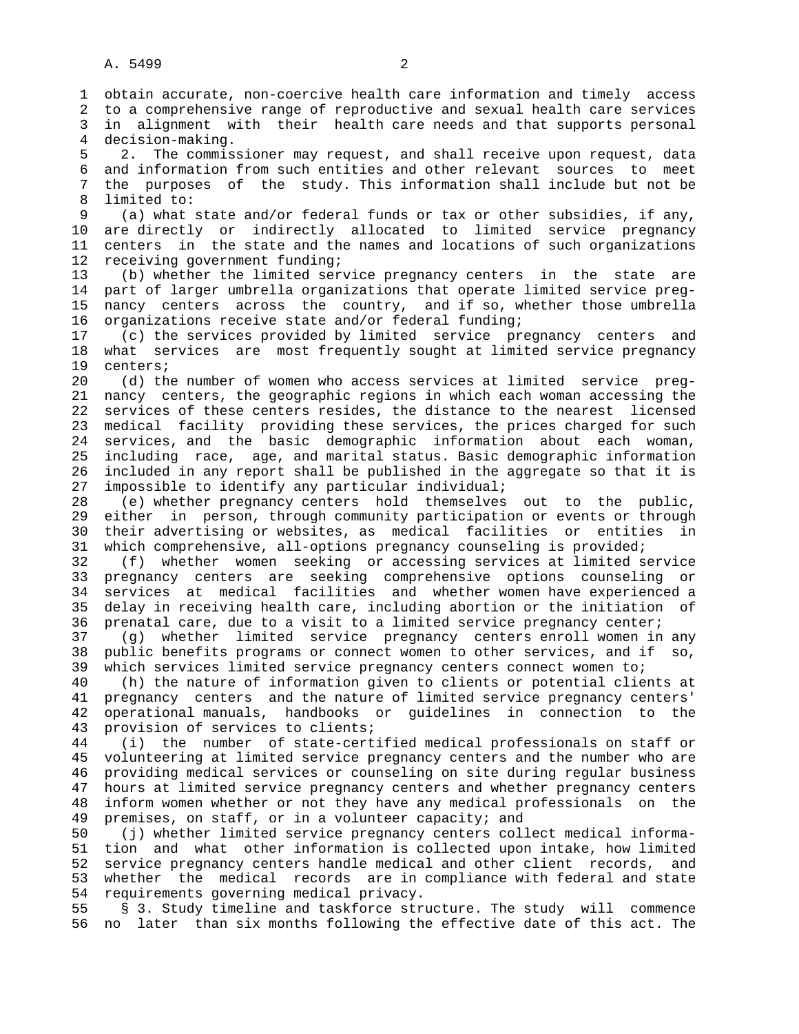obtain accurate, non-coercive health care information and timely access to a comprehensive range of reproductive and sexual health care services in alignment with their health care needs and that supports personal decision-making.

2. The commissioner may request, and shall receive upon request, data and information from such entities and other relevant sources to meet the purposes of the study. This information shall include but not be limited to:

(a) what state and/or federal funds or tax or other subsidies, if any, are directly or indirectly allocated to limited service pregnancy centers in the state and the names and locations of such organizations receiving government funding;

(b) whether the limited service pregnancy centers in the state are part of larger umbrella organizations that operate limited service pregnancy centers across the country, and if so, whether those umbrella organizations receive state and/or federal funding;

(c) the services provided by limited service pregnancy centers and what services are most frequently sought at limited service pregnancy centers;

(d) the number of women who access services at limited service pregnancy centers, the geographic regions in which each woman accessing the services of these centers resides, the distance to the nearest licensed medical facility providing these services, the prices charged for such services, and the basic demographic information about each woman, including race, age, and marital status. Basic demographic information included in any report shall be published in the aggregate so that it is impossible to identify any particular individual;

(e) whether pregnancy centers hold themselves out to the public, either in person, through community participation or events or through their advertising or websites, as medical facilities or entities in which comprehensive, all-options pregnancy counseling is provided;

(f) whether women seeking or accessing services at limited service pregnancy centers are seeking comprehensive options counseling or services at medical facilities and whether women have experienced a delay in receiving health care, including abortion or the initiation of prenatal care, due to a visit to a limited service pregnancy center;

(g) whether limited service pregnancy centers enroll women in any public benefits programs or connect women to other services, and if so, which services limited service pregnancy centers connect women to;

(h) the nature of information given to clients or potential clients at pregnancy centers and the nature of limited service pregnancy centers' operational manuals, handbooks or guidelines in connection to the provision of services to clients;

(i) the number of state-certified medical professionals on staff or volunteering at limited service pregnancy centers and the number who are providing medical services or counseling on site during regular business hours at limited service pregnancy centers and whether pregnancy centers inform women whether or not they have any medical professionals on the premises, on staff, or in a volunteer capacity; and

(j) whether limited service pregnancy centers collect medical information and what other information is collected upon intake, how limited service pregnancy centers handle medical and other client records, and whether the medical records are in compliance with federal and state requirements governing medical privacy.

§ 3. Study timeline and taskforce structure. The study will commence no later than six months following the effective date of this act. The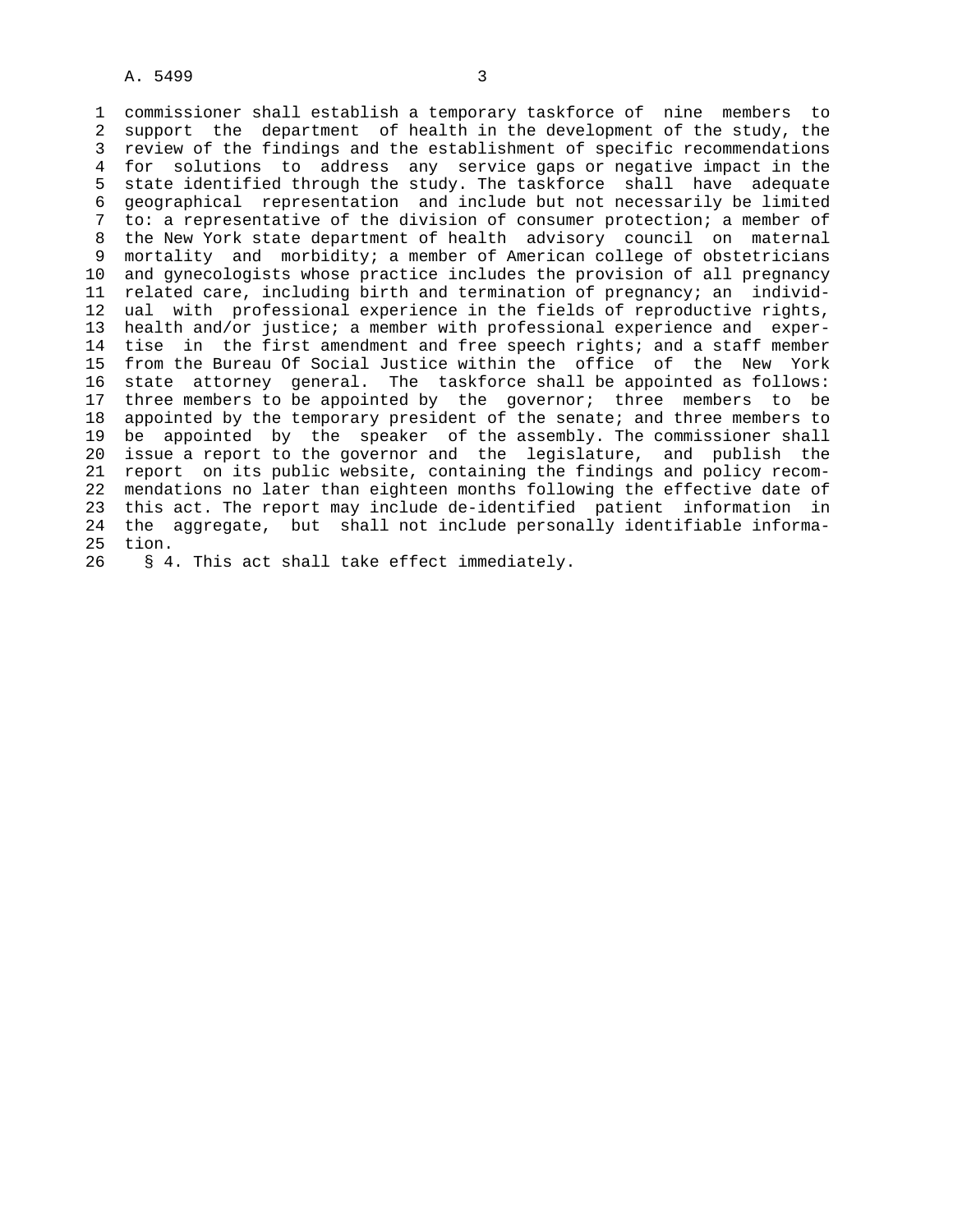commissioner shall establish a temporary taskforce of nine members to support the department of health in the development of the study, the review of the findings and the establishment of specific recommendations for solutions to address any service gaps or negative impact in the state identified through the study. The taskforce shall have adequate geographical representation and include but not necessarily be limited to: a representative of the division of consumer protection; a member of the New York state department of health advisory council on maternal mortality and morbidity; a member of American college of obstetricians and gynecologists whose practice includes the provision of all pregnancy related care, including birth and termination of pregnancy; an individual with professional experience in the fields of reproductive rights, health and/or justice; a member with professional experience and expertise in the first amendment and free speech rights; and a staff member from the Bureau Of Social Justice within the office of the New York state attorney general. The taskforce shall be appointed as follows: three members to be appointed by the governor; three members to be appointed by the temporary president of the senate; and three members to be appointed by the speaker of the assembly. The commissioner shall issue a report to the governor and the legislature, and publish the report on its public website, containing the findings and policy recommendations no later than eighteen months following the effective date of this act. The report may include de-identified patient information in the aggregate, but shall not include personally identifiable information.

§ 4. This act shall take effect immediately.